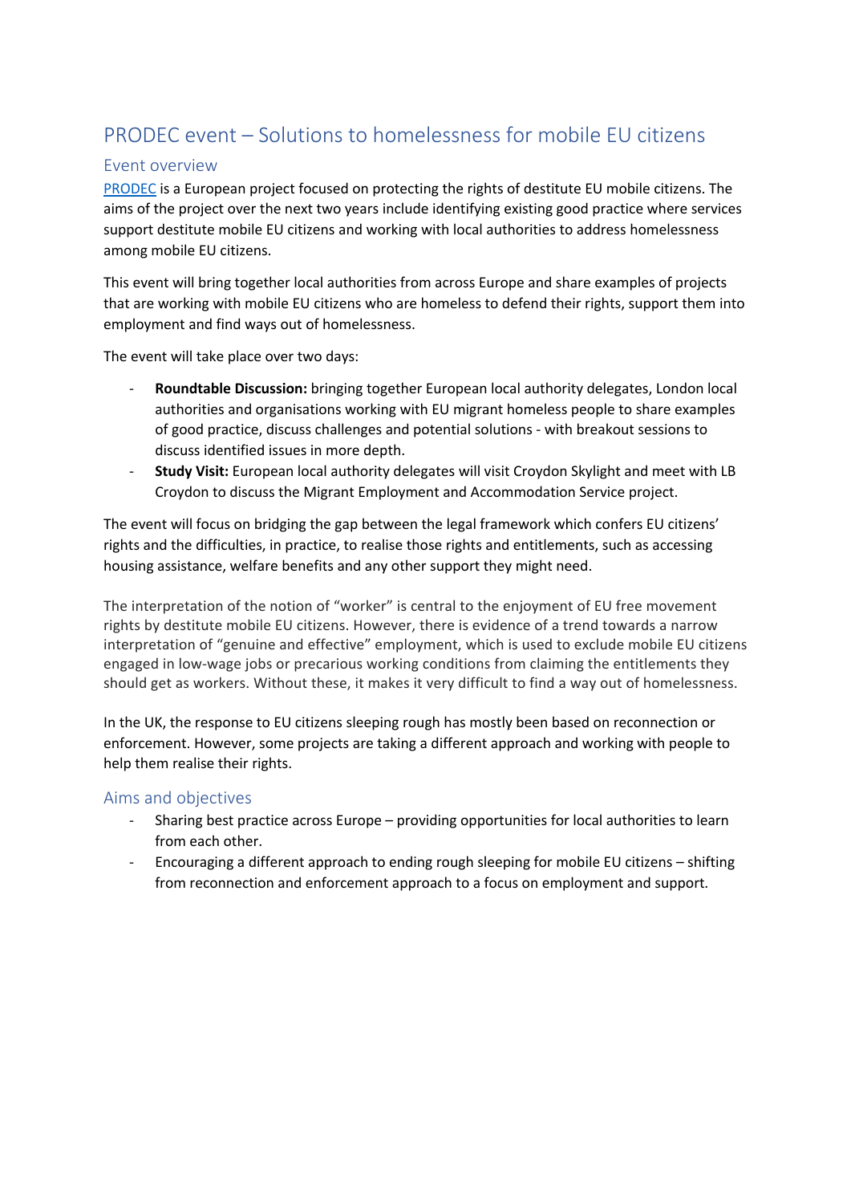# PRODEC event – Solutions to homelessness for mobile EU citizens

## Event overview

PRODEC is a European project focused on protecting the rights of destitute EU mobile citizens. The aims of the project over the next two years include identifying existing good practice where services support destitute mobile EU citizens and working with local authorities to address homelessness among mobile EU citizens.

This event will bring together local authorities from across Europe and share examples of projects that are working with mobile EU citizens who are homeless to defend their rights, support them into employment and find ways out of homelessness.

The event will take place over two days:

- **Roundtable Discussion:** bringing together European local authority delegates, London local authorities and organisations working with EU migrant homeless people to share examples of good practice, discuss challenges and potential solutions - with breakout sessions to discuss identified issues in more depth.
- **Study Visit:** European local authority delegates will visit Croydon Skylight and meet with LB Croydon to discuss the Migrant Employment and Accommodation Service project.

The event will focus on bridging the gap between the legal framework which confers EU citizens' rights and the difficulties, in practice, to realise those rights and entitlements, such as accessing housing assistance, welfare benefits and any other support they might need.

The interpretation of the notion of "worker" is central to the enjoyment of EU free movement rights by destitute mobile EU citizens. However, there is evidence of a trend towards a narrow interpretation of "genuine and effective" employment, which is used to exclude mobile EU citizens engaged in low-wage jobs or precarious working conditions from claiming the entitlements they should get as workers. Without these, it makes it very difficult to find a way out of homelessness.

In the UK, the response to EU citizens sleeping rough has mostly been based on reconnection or enforcement. However, some projects are taking a different approach and working with people to help them realise their rights.

## Aims and objectives

- Sharing best practice across Europe – providing opportunities for local authorities to learn from each other.
- Encouraging a different approach to ending rough sleeping for mobile EU citizens – shifting from reconnection and enforcement approach to a focus on employment and support.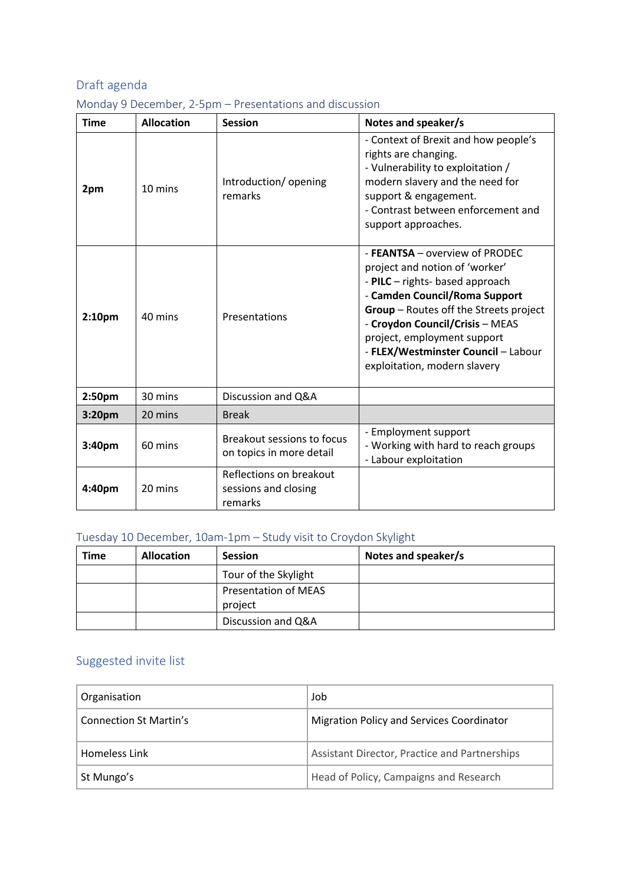## Draft agenda

### Monday 9 December, 2-5pm – Presentations and discussion

| **Time** | **Allocation** | **Session** | **Notes and speaker/s** |
|---|---|---|---|
| **2pm** | 10 mins | Introduction/ opening remarks | - Context of Brexit and how people's rights are changing.<br>- Vulnerability to exploitation / modern slavery and the need for support & engagement.<br>- Contrast between enforcement and support approaches. |
| **2:10pm** | 40 mins | Presentations | - **FEANTSA** – overview of PRODEC project and notion of 'worker'<br>- **PILC** – rights- based approach<br>- **Camden Council/Roma Support Group** – Routes off the Streets project<br>- **Croydon Council/Crisis** – MEAS project, employment support<br>- **FLEX/Westminster Council** – Labour exploitation, modern slavery |
| **2:50pm** | 30 mins | Discussion and Q&A | |
| **3:20pm** | 20 mins | Break | |
| **3:40pm** | 60 mins | Breakout sessions to focus on topics in more detail | - Employment support<br>- Working with hard to reach groups<br>- Labour exploitation |
| **4:40pm** | 20 mins | Reflections on breakout sessions and closing remarks | |

### Tuesday 10 December, 10am-1pm – Study visit to Croydon Skylight

| **Time** | **Allocation** | **Session** | **Notes and speaker/s** |
|---|---|---|---|
| | | Tour of the Skylight | |
| | | Presentation of MEAS project | |
| | | Discussion and Q&A | |

## Suggested invite list

| Organisation | Job |
|---|---|
| Connection St Martin's | Migration Policy and Services Coordinator |
| Homeless Link | Assistant Director, Practice and Partnerships |
| St Mungo's | Head of Policy, Campaigns and Research |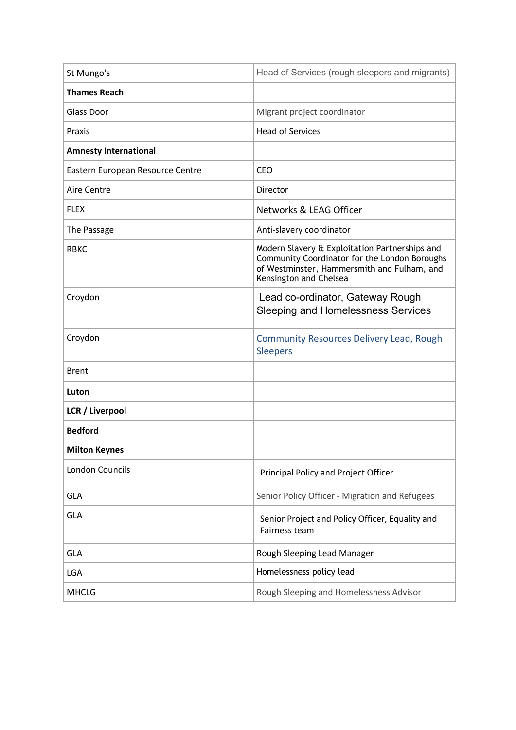| | |
|---|---|
| St Mungo's | Head of Services (rough sleepers and migrants) |
| **Thames Reach** | |
| Glass Door | Migrant project coordinator |
| Praxis | Head of Services |
| **Amnesty International** | |
| Eastern European Resource Centre | CEO |
| Aire Centre | Director |
| FLEX | Networks & LEAG Officer |
| The Passage | Anti-slavery coordinator |
| RBKC | Modern Slavery & Exploitation Partnerships and Community Coordinator for the London Boroughs of Westminster, Hammersmith and Fulham, and Kensington and Chelsea |
| Croydon | Lead co-ordinator, Gateway Rough Sleeping and Homelessness Services |
| Croydon | Community Resources Delivery Lead, Rough Sleepers |
| Brent | |
| **Luton** | |
| **LCR / Liverpool** | |
| **Bedford** | |
| **Milton Keynes** | |
| London Councils | Principal Policy and Project Officer |
| GLA | Senior Policy Officer - Migration and Refugees |
| GLA | Senior Project and Policy Officer, Equality and Fairness team |
| GLA | Rough Sleeping Lead Manager |
| LGA | Homelessness policy lead |
| MHCLG | Rough Sleeping and Homelessness Advisor |